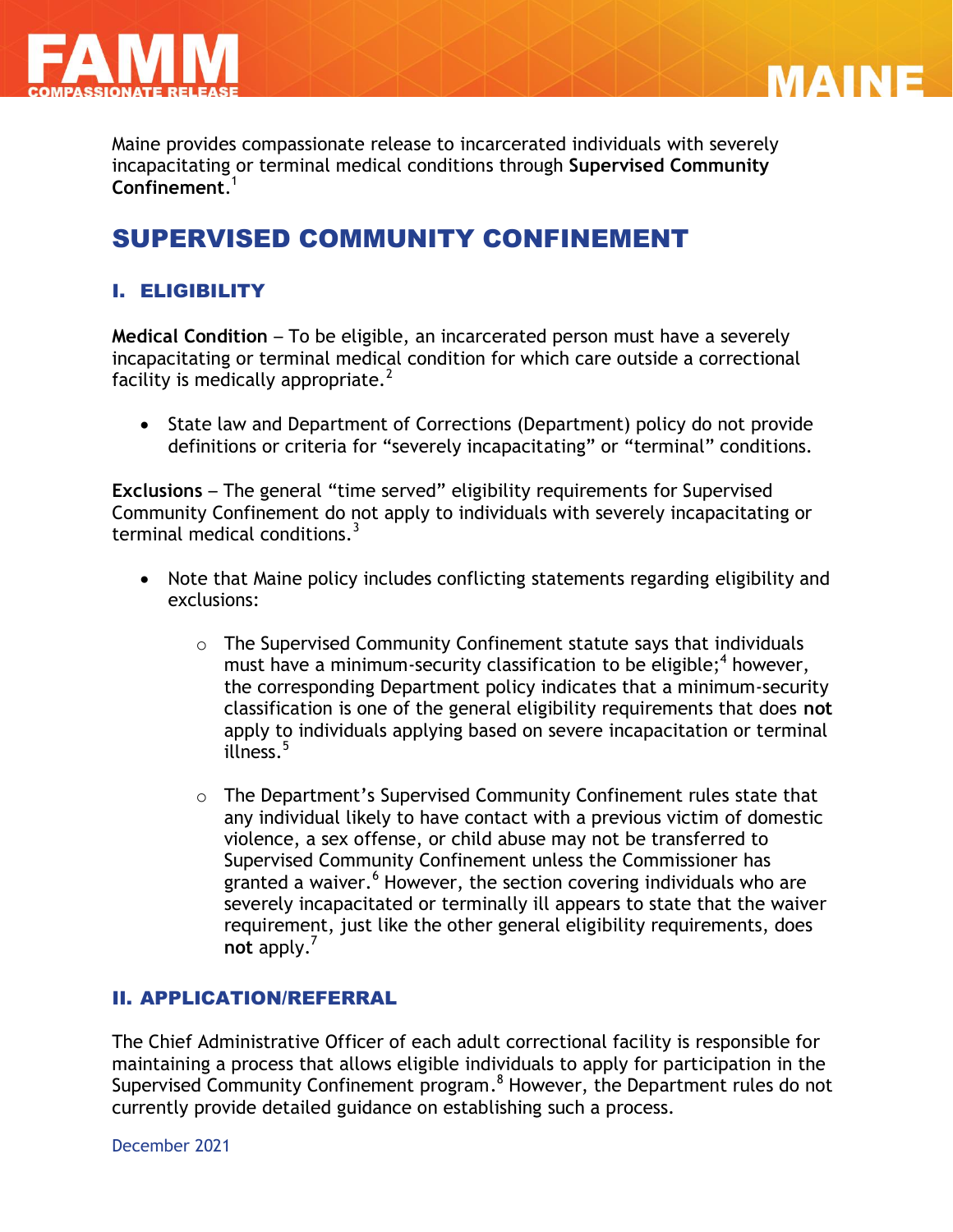Maine provides compassionate release to incarcerated individuals with severely incapacitating or terminal medical conditions through **Supervised Community Confinement**.[1]

# SUPERVISED COMMUNITY CONFINEMENT

## I. ELIGIBILITY

**Medical Condition** – To be eligible, an incarcerated person must have a severely incapacitating or terminal medical condition for which care outside a correctional facility is medically appropriate.[2]

- State law and Department of Corrections (Department) policy do not provide definitions or criteria for "severely incapacitating" or "terminal" conditions.

**Exclusions** – The general "time served" eligibility requirements for Supervised Community Confinement do not apply to individuals with severely incapacitating or terminal medical conditions.[3]

- Note that Maine policy includes conflicting statements regarding eligibility and exclusions:
  - The Supervised Community Confinement statute says that individuals must have a minimum-security classification to be eligible;[4] however, the corresponding Department policy indicates that a minimum-security classification is one of the general eligibility requirements that does **not** apply to individuals applying based on severe incapacitation or terminal illness.[5]
  - The Department's Supervised Community Confinement rules state that any individual likely to have contact with a previous victim of domestic violence, a sex offense, or child abuse may not be transferred to Supervised Community Confinement unless the Commissioner has granted a waiver.[6] However, the section covering individuals who are severely incapacitated or terminally ill appears to state that the waiver requirement, just like the other general eligibility requirements, does **not** apply.[7]

## II. APPLICATION/REFERRAL

The Chief Administrative Officer of each adult correctional facility is responsible for maintaining a process that allows eligible individuals to apply for participation in the Supervised Community Confinement program.[8] However, the Department rules do not currently provide detailed guidance on establishing such a process.

December 2021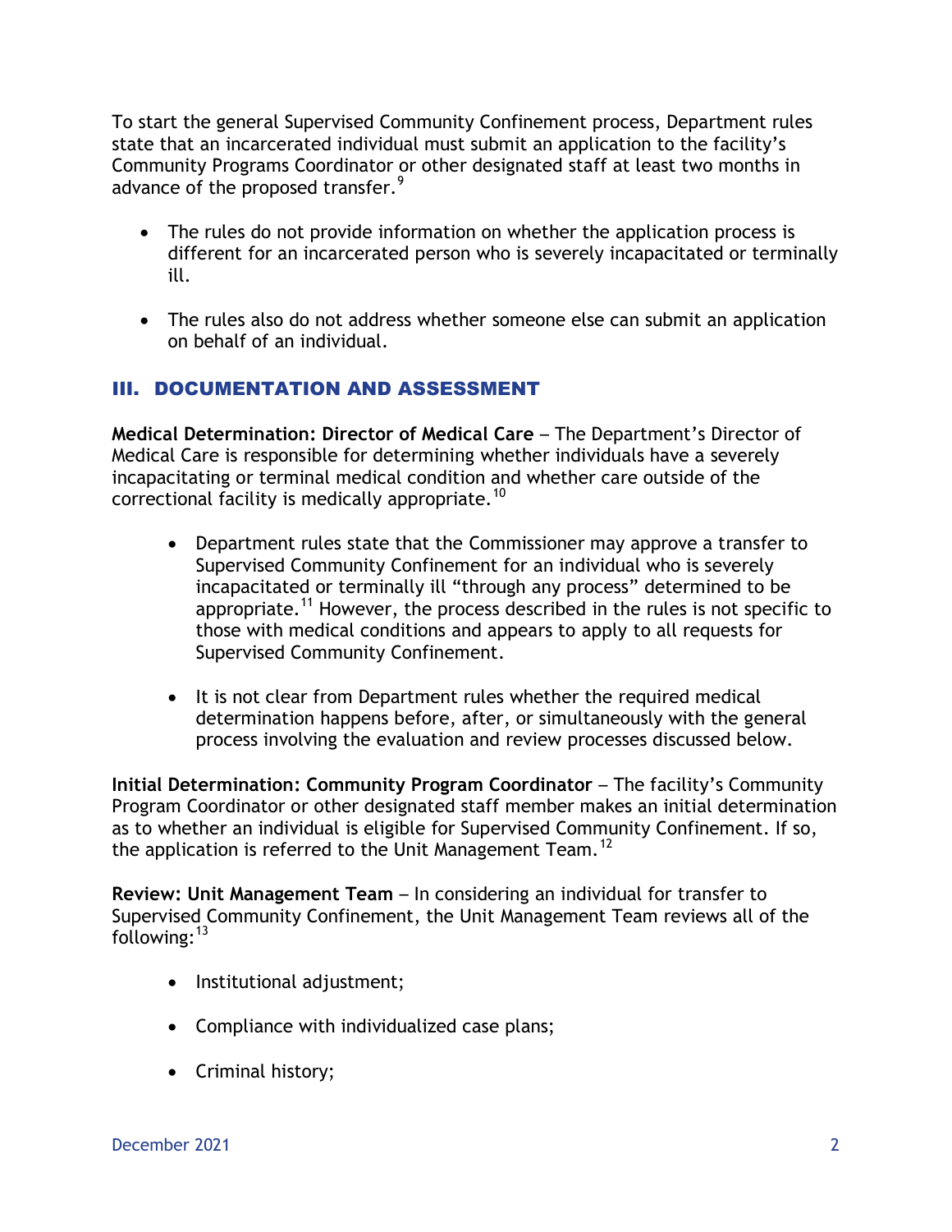To start the general Supervised Community Confinement process, Department rules state that an incarcerated individual must submit an application to the facility's Community Programs Coordinator or other designated staff at least two months in advance of the proposed transfer.[9]

- The rules do not provide information on whether the application process is different for an incarcerated person who is severely incapacitated or terminally ill.
- The rules also do not address whether someone else can submit an application on behalf of an individual.

## III. DOCUMENTATION AND ASSESSMENT

**Medical Determination: Director of Medical Care** – The Department's Director of Medical Care is responsible for determining whether individuals have a severely incapacitating or terminal medical condition and whether care outside of the correctional facility is medically appropriate.[10]

- Department rules state that the Commissioner may approve a transfer to Supervised Community Confinement for an individual who is severely incapacitated or terminally ill "through any process" determined to be appropriate.[11] However, the process described in the rules is not specific to those with medical conditions and appears to apply to all requests for Supervised Community Confinement.
- It is not clear from Department rules whether the required medical determination happens before, after, or simultaneously with the general process involving the evaluation and review processes discussed below.

**Initial Determination: Community Program Coordinator** – The facility's Community Program Coordinator or other designated staff member makes an initial determination as to whether an individual is eligible for Supervised Community Confinement. If so, the application is referred to the Unit Management Team.[12]

**Review: Unit Management Team** – In considering an individual for transfer to Supervised Community Confinement, the Unit Management Team reviews all of the following:[13]

- Institutional adjustment;
- Compliance with individualized case plans;
- Criminal history;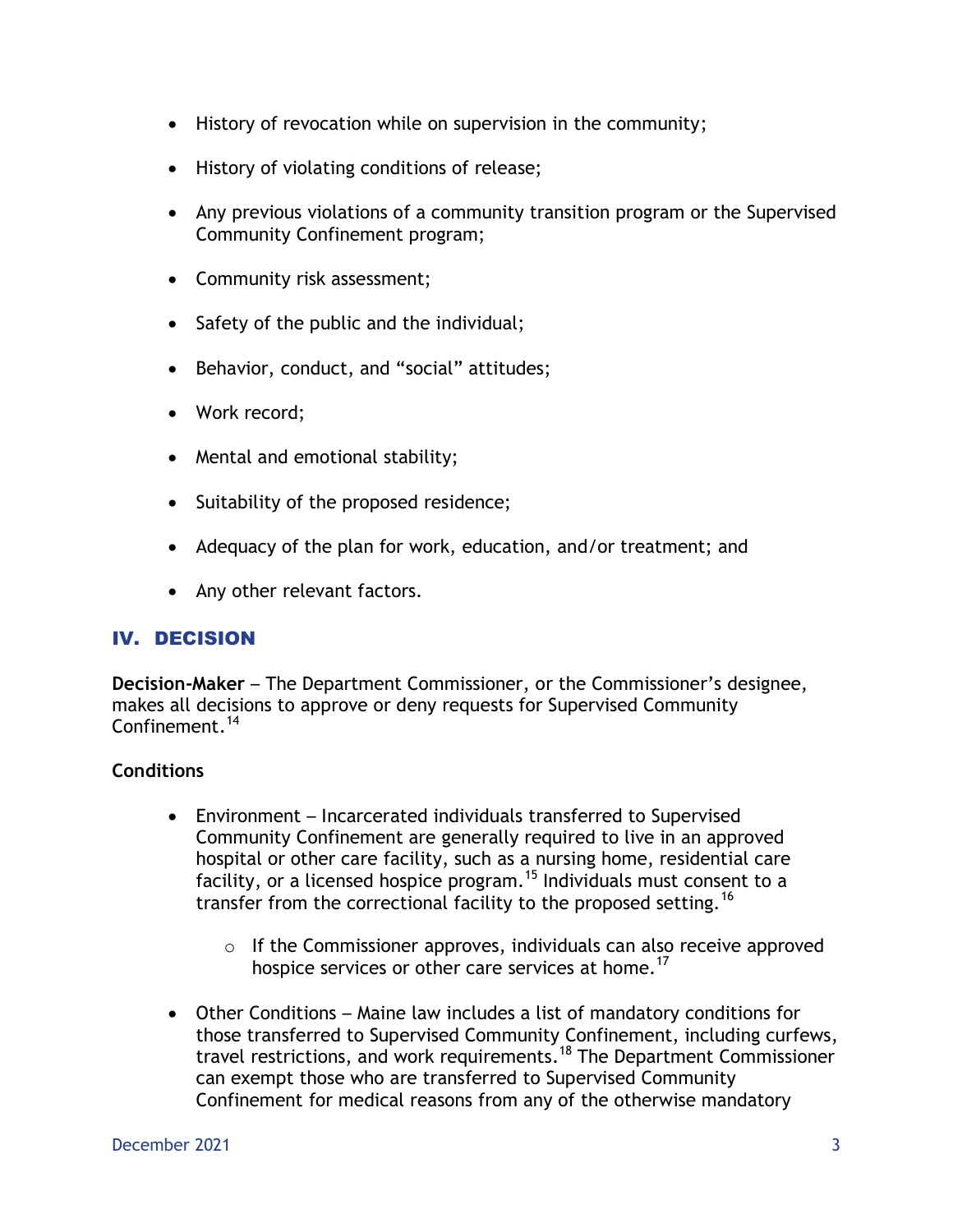- History of revocation while on supervision in the community;
- History of violating conditions of release;
- Any previous violations of a community transition program or the Supervised Community Confinement program;
- Community risk assessment;
- Safety of the public and the individual;
- Behavior, conduct, and “social” attitudes;
- Work record;
- Mental and emotional stability;
- Suitability of the proposed residence;
- Adequacy of the plan for work, education, and/or treatment; and
- Any other relevant factors.

## IV. DECISION

**Decision-Maker** – The Department Commissioner, or the Commissioner’s designee, makes all decisions to approve or deny requests for Supervised Community Confinement.[14]

**Conditions**

- Environment – Incarcerated individuals transferred to Supervised Community Confinement are generally required to live in an approved hospital or other care facility, such as a nursing home, residential care facility, or a licensed hospice program.[15] Individuals must consent to a transfer from the correctional facility to the proposed setting.[16]
    - If the Commissioner approves, individuals can also receive approved hospice services or other care services at home.[17]
- Other Conditions – Maine law includes a list of mandatory conditions for those transferred to Supervised Community Confinement, including curfews, travel restrictions, and work requirements.[18] The Department Commissioner can exempt those who are transferred to Supervised Community Confinement for medical reasons from any of the otherwise mandatory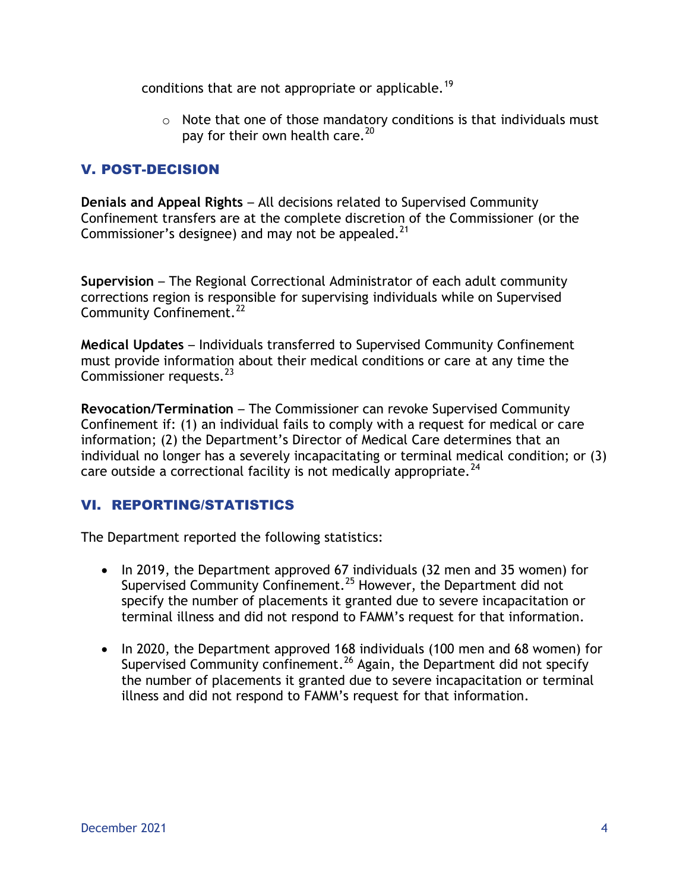conditions that are not appropriate or applicable.[19]

- Note that one of those mandatory conditions is that individuals must pay for their own health care.[20]

## V. POST-DECISION

**Denials and Appeal Rights** – All decisions related to Supervised Community Confinement transfers are at the complete discretion of the Commissioner (or the Commissioner's designee) and may not be appealed.[21]

**Supervision** – The Regional Correctional Administrator of each adult community corrections region is responsible for supervising individuals while on Supervised Community Confinement.[22]

**Medical Updates** – Individuals transferred to Supervised Community Confinement must provide information about their medical conditions or care at any time the Commissioner requests.[23]

**Revocation/Termination** – The Commissioner can revoke Supervised Community Confinement if: (1) an individual fails to comply with a request for medical or care information; (2) the Department's Director of Medical Care determines that an individual no longer has a severely incapacitating or terminal medical condition; or (3) care outside a correctional facility is not medically appropriate.[24]

## VI. REPORTING/STATISTICS

The Department reported the following statistics:

- In 2019, the Department approved 67 individuals (32 men and 35 women) for Supervised Community Confinement.[25] However, the Department did not specify the number of placements it granted due to severe incapacitation or terminal illness and did not respond to FAMM's request for that information.

- In 2020, the Department approved 168 individuals (100 men and 68 women) for Supervised Community confinement.[26] Again, the Department did not specify the number of placements it granted due to severe incapacitation or terminal illness and did not respond to FAMM's request for that information.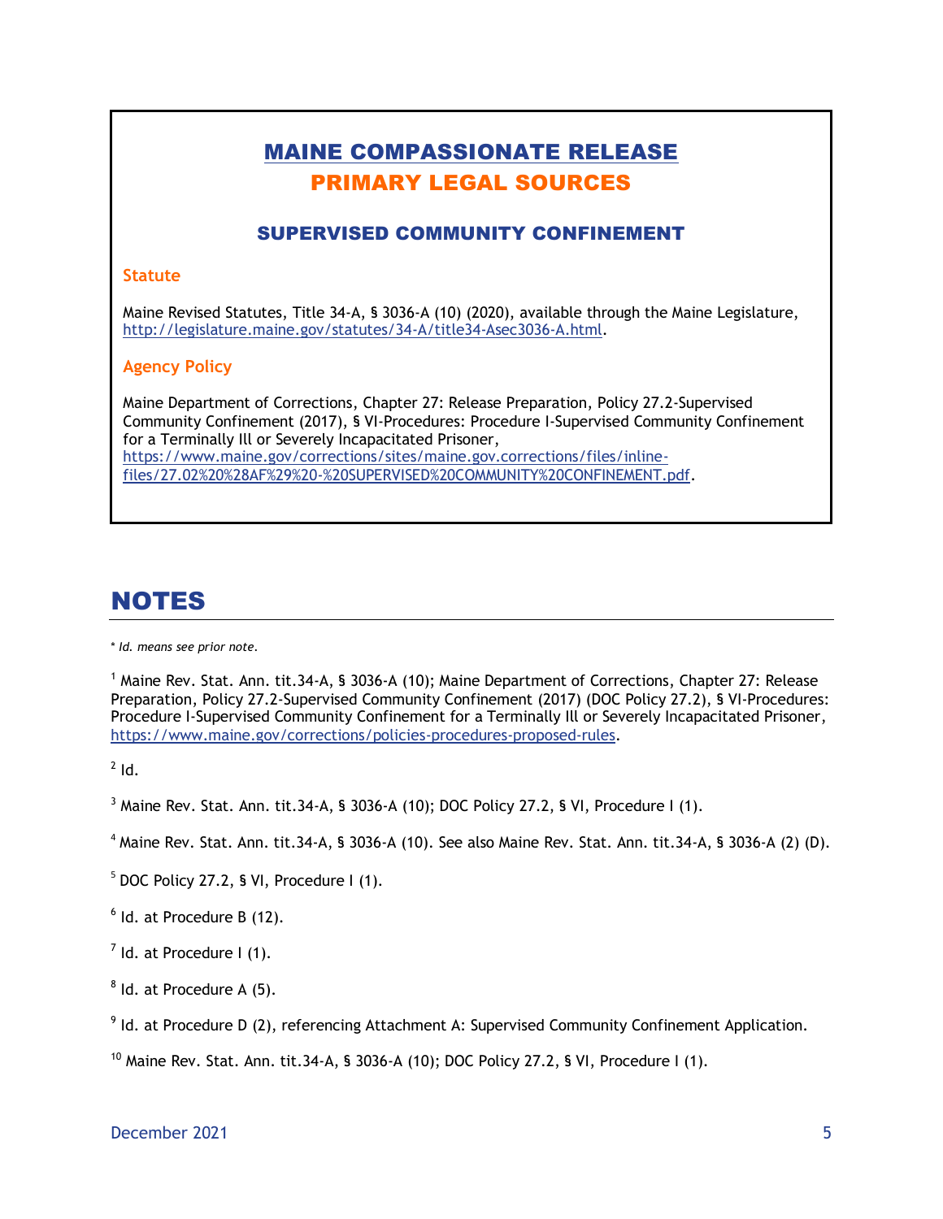## MAINE COMPASSIONATE RELEASE
## PRIMARY LEGAL SOURCES

### SUPERVISED COMMUNITY CONFINEMENT

**Statute**

Maine Revised Statutes, Title 34-A, § 3036-A (10) (2020), available through the Maine Legislature, http://legislature.maine.gov/statutes/34-A/title34-Asec3036-A.html.

**Agency Policy**

Maine Department of Corrections, Chapter 27: Release Preparation, Policy 27.2-Supervised Community Confinement (2017), § VI-Procedures: Procedure I-Supervised Community Confinement for a Terminally Ill or Severely Incapacitated Prisoner, https://www.maine.gov/corrections/sites/maine.gov.corrections/files/inline-files/27.02%20%28AF%29%20-%20SUPERVISED%20COMMUNITY%20CONFINEMENT.pdf.

# NOTES

*\* Id. means see prior note.*

[1] Maine Rev. Stat. Ann. tit.34-A, § 3036-A (10); Maine Department of Corrections, Chapter 27: Release Preparation, Policy 27.2-Supervised Community Confinement (2017) (DOC Policy 27.2), § VI-Procedures: Procedure I-Supervised Community Confinement for a Terminally Ill or Severely Incapacitated Prisoner, https://www.maine.gov/corrections/policies-procedures-proposed-rules.

[2] Id.

[3] Maine Rev. Stat. Ann. tit.34-A, § 3036-A (10); DOC Policy 27.2, § VI, Procedure I (1).

[4] Maine Rev. Stat. Ann. tit.34-A, § 3036-A (10). See also Maine Rev. Stat. Ann. tit.34-A, § 3036-A (2) (D).

[5] DOC Policy 27.2, § VI, Procedure I (1).

[6] Id. at Procedure B (12).

[7] Id. at Procedure I (1).

[8] Id. at Procedure A (5).

[9] Id. at Procedure D (2), referencing Attachment A: Supervised Community Confinement Application.

[10] Maine Rev. Stat. Ann. tit.34-A, § 3036-A (10); DOC Policy 27.2, § VI, Procedure I (1).

December 2021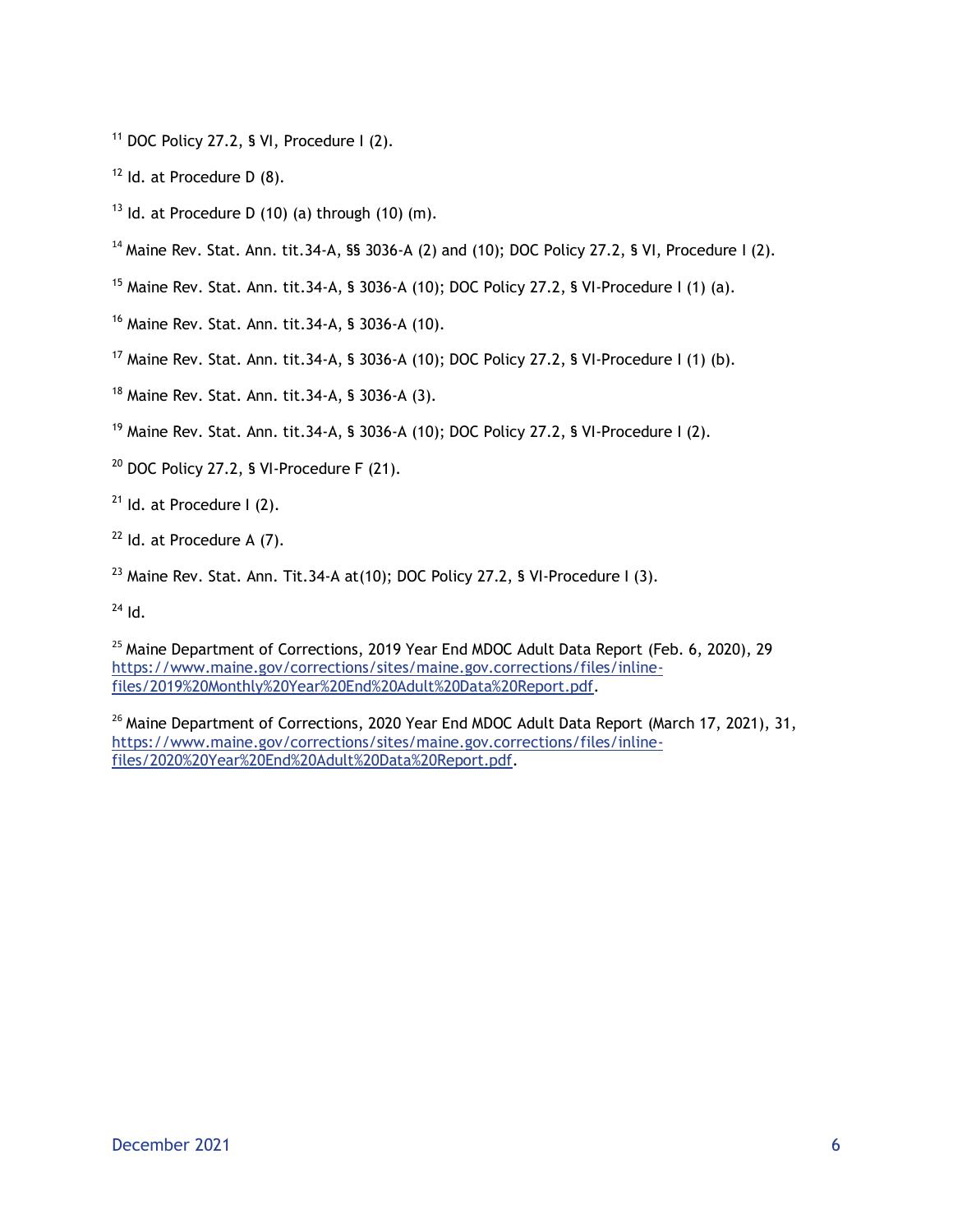[11] DOC Policy 27.2, § VI, Procedure I (2).

[12] Id. at Procedure D (8).

[13] Id. at Procedure D (10) (a) through (10) (m).

[14] Maine Rev. Stat. Ann. tit.34-A, §§ 3036-A (2) and (10); DOC Policy 27.2, § VI, Procedure I (2).

[15] Maine Rev. Stat. Ann. tit.34-A, § 3036-A (10); DOC Policy 27.2, § VI-Procedure I (1) (a).

[16] Maine Rev. Stat. Ann. tit.34-A, § 3036-A (10).

[17] Maine Rev. Stat. Ann. tit.34-A, § 3036-A (10); DOC Policy 27.2, § VI-Procedure I (1) (b).

[18] Maine Rev. Stat. Ann. tit.34-A, § 3036-A (3).

[19] Maine Rev. Stat. Ann. tit.34-A, § 3036-A (10); DOC Policy 27.2, § VI-Procedure I (2).

[20] DOC Policy 27.2, § VI-Procedure F (21).

[21] Id. at Procedure I (2).

[22] Id. at Procedure A (7).

[23] Maine Rev. Stat. Ann. Tit.34-A at(10); DOC Policy 27.2, § VI-Procedure I (3).

[24] Id.

[25] Maine Department of Corrections, 2019 Year End MDOC Adult Data Report (Feb. 6, 2020), 29 https://www.maine.gov/corrections/sites/maine.gov.corrections/files/inline-files/2019%20Monthly%20Year%20End%20Adult%20Data%20Report.pdf.

[26] Maine Department of Corrections, 2020 Year End MDOC Adult Data Report (March 17, 2021), 31, https://www.maine.gov/corrections/sites/maine.gov.corrections/files/inline-files/2020%20Year%20End%20Adult%20Data%20Report.pdf.